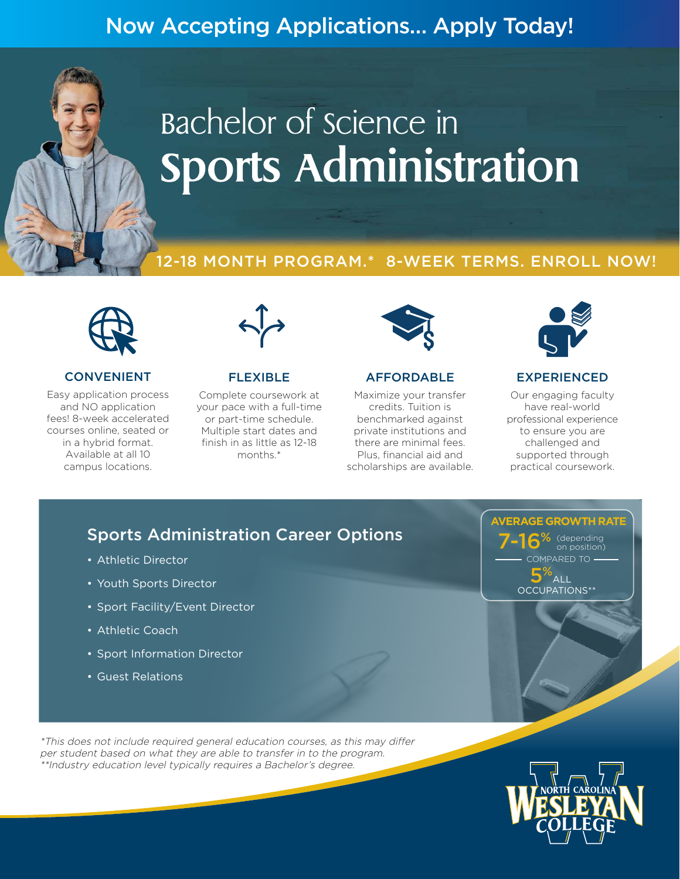Now Accepting Applications... Apply Today!

# Bachelor of Science in Sports Administration

## 12-18 MONTH PROGRAM.* 8-WEEK TERMS. ENROLL NOW!

### CONVENIENT

Easy application process and NO application fees! 8-week accelerated courses online, seated or in a hybrid format. Available at all 10 campus locations.

### FLEXIBLE

Complete coursework at your pace with a full-time or part-time schedule. Multiple start dates and finish in as little as 12-18 months.*

### AFFORDABLE

Maximize your transfer credits. Tuition is benchmarked against private institutions and there are minimal fees. Plus, financial aid and scholarships are available.

### EXPERIENCED

Our engaging faculty have real-world professional experience to ensure you are challenged and supported through practical coursework.

## Sports Administration Career Options

- Athletic Director
- Youth Sports Director
- Sport Facility/Event Director
- Athletic Coach
- Sport Information Director
- Guest Relations

**AVERAGE GROWTH RATE**

**7-16%** (depending on position)

COMPARED TO

**5%** ALL OCCUPATIONS**

*This does not include required general education courses, as this may differ per student based on what they are able to transfer in to the program.*
***Industry education level typically requires a Bachelor's degree.*

NORTH CAROLINA WESLEYAN COLLEGE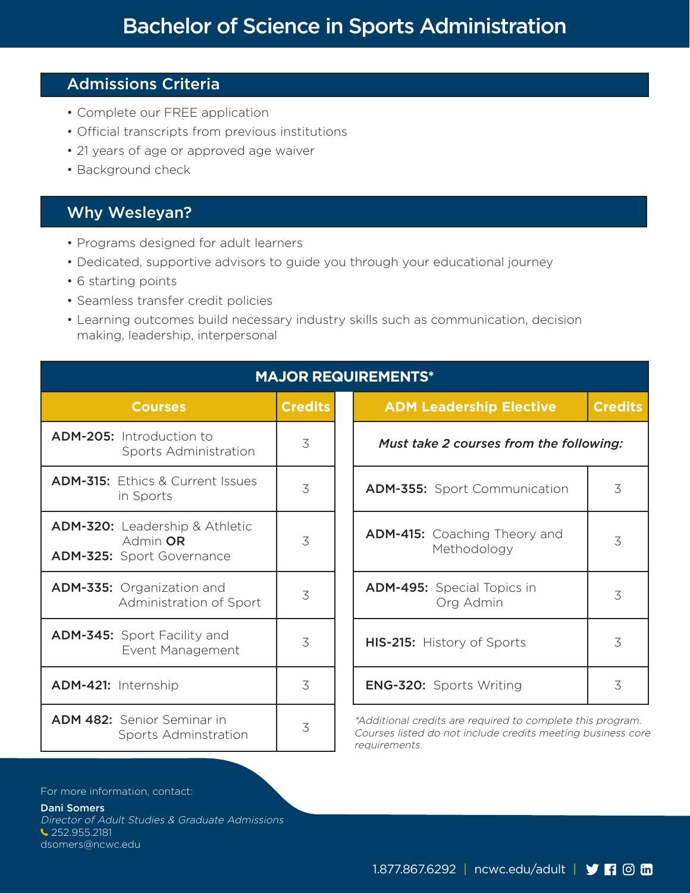# Bachelor of Science in Sports Administration

## Admissions Criteria

- Complete our FREE application
- Official transcripts from previous institutions
- 21 years of age or approved age waiver
- Background check

## Why Wesleyan?

- Programs designed for adult learners
- Dedicated, supportive advisors to guide you through your educational journey
- 6 starting points
- Seamless transfer credit policies
- Learning outcomes build necessary industry skills such as communication, decision making, leadership, interpersonal

## MAJOR REQUIREMENTS*

| Courses | Credits |
|---|---|
| **ADM-205:** Introduction to Sports Administration | 3 |
| **ADM-315:** Ethics & Current Issues in Sports | 3 |
| **ADM-320:** Leadership & Athletic Admin **OR** **ADM-325:** Sport Governance | 3 |
| **ADM-335:** Organization and Administration of Sport | 3 |
| **ADM-345:** Sport Facility and Event Management | 3 |
| **ADM-421:** Internship | 3 |
| **ADM 482:** Senior Seminar in Sports Adminstration | 3 |

| ADM Leadership Elective | Credits |
|---|---|
| ***Must take 2 courses from the following:*** | |
| **ADM-355:** Sport Communication | 3 |
| **ADM-415:** Coaching Theory and Methodology | 3 |
| **ADM-495:** Special Topics in Org Admin | 3 |
| **HIS-215:** History of Sports | 3 |
| **ENG-320:** Sports Writing | 3 |

*\*Additional credits are required to complete this program. Courses listed do not include credits meeting business core requirements.*

For more information, contact:

**Dani Somers**
*Director of Adult Studies & Graduate Admissions*
252.955.2181
dsomers@ncwc.edu

1.877.867.6292 | ncwc.edu/adult